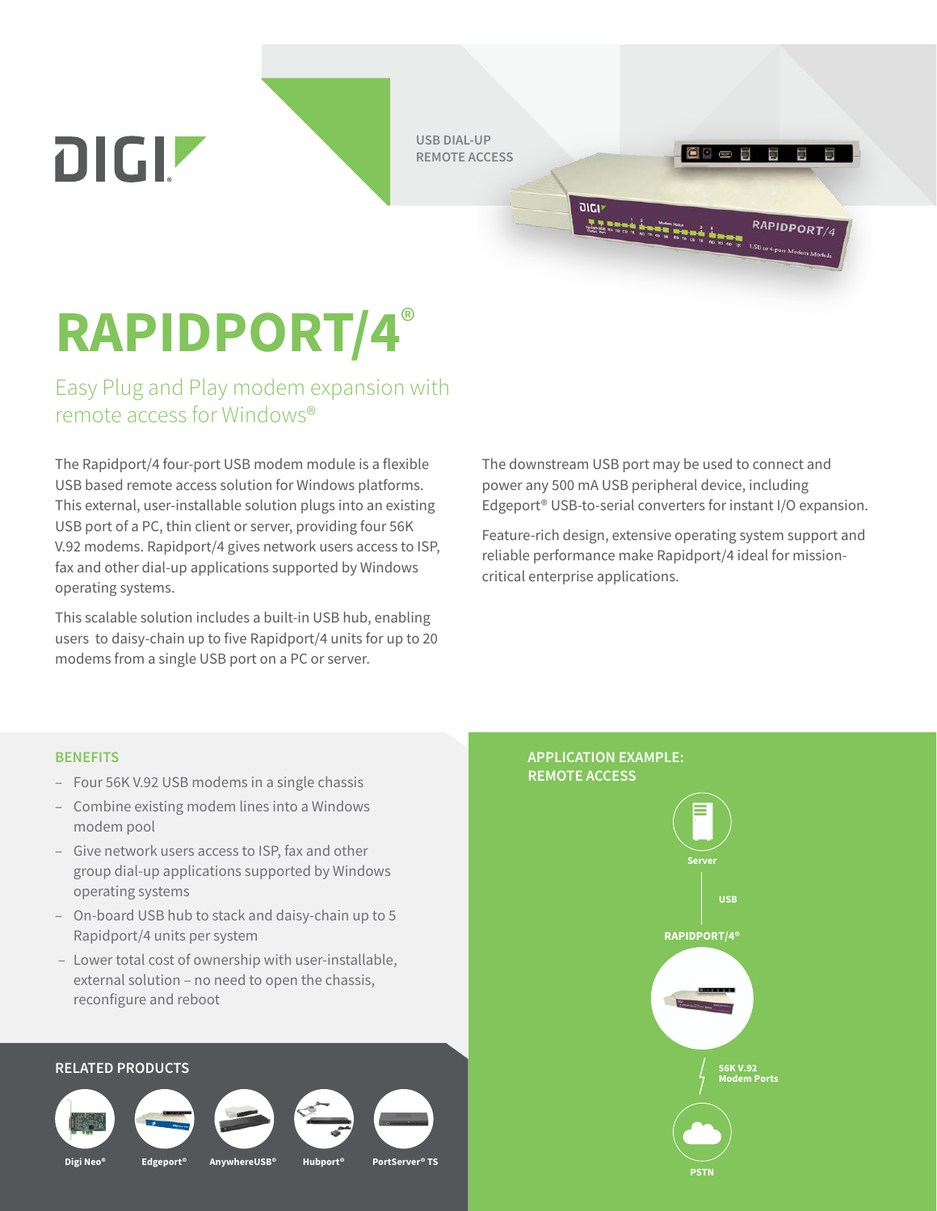USB DIAL-UP REMOTE ACCESS

# RAPIDPORT/4®

## Easy Plug and Play modem expansion with remote access for Windows®

The Rapidport/4 four-port USB modem module is a flexible USB based remote access solution for Windows platforms. This external, user-installable solution plugs into an existing USB port of a PC, thin client or server, providing four 56K V.92 modems. Rapidport/4 gives network users access to ISP, fax and other dial-up applications supported by Windows operating systems.

This scalable solution includes a built-in USB hub, enabling users to daisy-chain up to five Rapidport/4 units for up to 20 modems from a single USB port on a PC or server.

The downstream USB port may be used to connect and power any 500 mA USB peripheral device, including Edgeport® USB-to-serial converters for instant I/O expansion.

Feature-rich design, extensive operating system support and reliable performance make Rapidport/4 ideal for mission-critical enterprise applications.

### BENEFITS

- Four 56K V.92 USB modems in a single chassis
- Combine existing modem lines into a Windows modem pool
- Give network users access to ISP, fax and other group dial-up applications supported by Windows operating systems
- On-board USB hub to stack and daisy-chain up to 5 Rapidport/4 units per system
- Lower total cost of ownership with user-installable, external solution – no need to open the chassis, reconfigure and reboot

### APPLICATION EXAMPLE: REMOTE ACCESS

Server

USB

RAPIDPORT/4®

56K V.92 Modem Ports

PSTN

### RELATED PRODUCTS

Digi Neo® | Edgeport® | AnywhereUSB® | Hubport® | PortServer® TS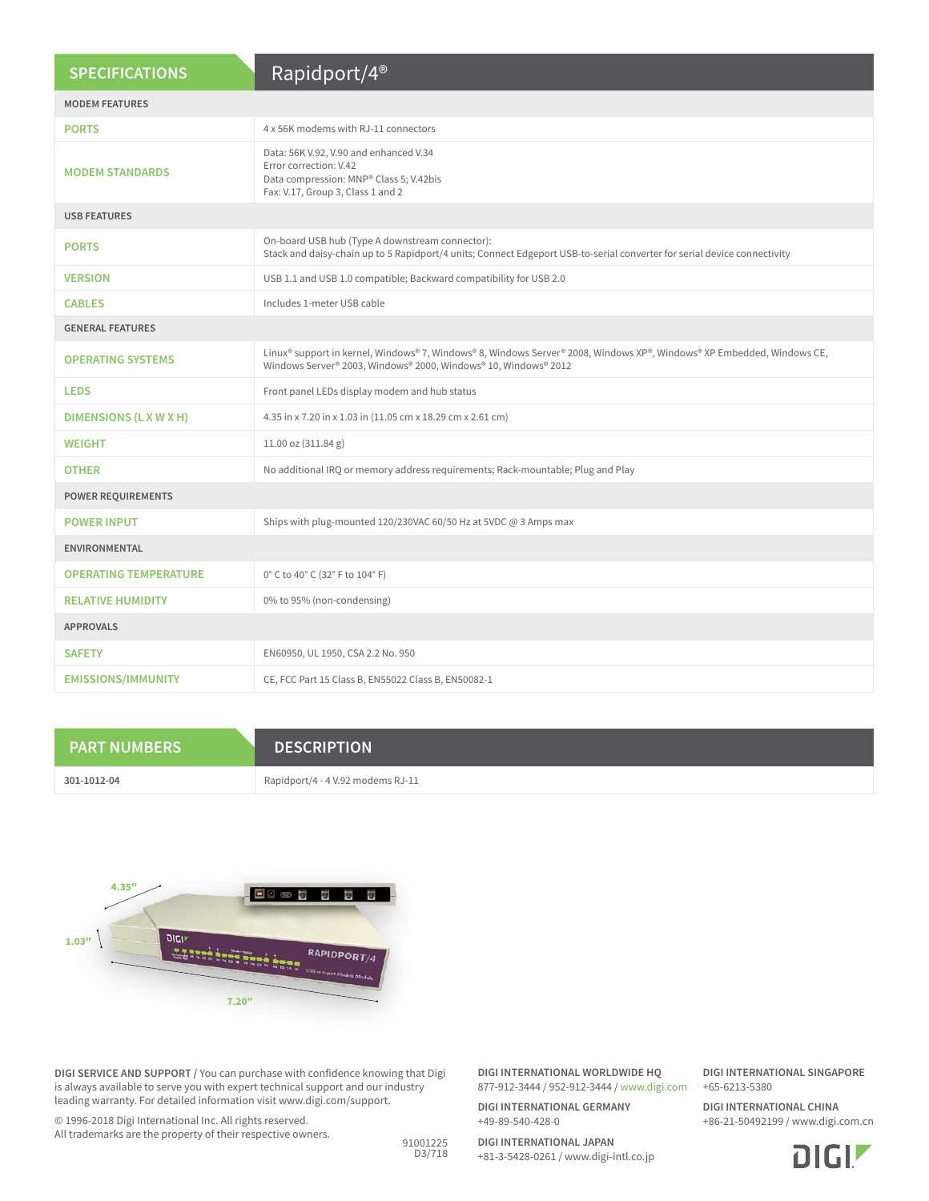| SPECIFICATIONS | Rapidport/4® |
|---|---|
| **MODEM FEATURES** | |
| PORTS | 4 x 56K modems with RJ-11 connectors |
| MODEM STANDARDS | Data: 56K V.92, V.90 and enhanced V.34<br>Error correction: V.42<br>Data compression: MNP® Class 5; V.42bis<br>Fax: V.17, Group 3, Class 1 and 2 |
| **USB FEATURES** | |
| PORTS | On-board USB hub (Type A downstream connector):<br>Stack and daisy-chain up to 5 Rapidport/4 units; Connect Edgeport USB-to-serial converter for serial device connectivity |
| VERSION | USB 1.1 and USB 1.0 compatible; Backward compatibility for USB 2.0 |
| CABLES | Includes 1-meter USB cable |
| **GENERAL FEATURES** | |
| OPERATING SYSTEMS | Linux® support in kernel, Windows® 7, Windows® 8, Windows Server® 2008, Windows XP®, Windows® XP Embedded, Windows CE, Windows Server® 2003, Windows® 2000, Windows® 10, Windows® 2012 |
| LEDS | Front panel LEDs display modem and hub status |
| DIMENSIONS (L X W X H) | 4.35 in x 7.20 in x 1.03 in (11.05 cm x 18.29 cm x 2.61 cm) |
| WEIGHT | 11.00 oz (311.84 g) |
| OTHER | No additional IRQ or memory address requirements; Rack-mountable; Plug and Play |
| **POWER REQUIREMENTS** | |
| POWER INPUT | Ships with plug-mounted 120/230VAC 60/50 Hz at 5VDC @ 3 Amps max |
| **ENVIRONMENTAL** | |
| OPERATING TEMPERATURE | 0° C to 40° C (32° F to 104° F) |
| RELATIVE HUMIDITY | 0% to 95% (non-condensing) |
| **APPROVALS** | |
| SAFETY | EN60950, UL 1950, CSA 2.2 No. 950 |
| EMISSIONS/IMMUNITY | CE, FCC Part 15 Class B, EN55022 Class B, EN50082-1 |

| PART NUMBERS | DESCRIPTION |
|---|---|
| 301-1012-04 | Rapidport/4 - 4 V.92 modems RJ-11 |

4.35"

1.03"

7.20"

**DIGI SERVICE AND SUPPORT** / You can purchase with confidence knowing that Digi is always available to serve you with expert technical support and our industry leading warranty. For detailed information visit www.digi.com/support.

© 1996-2018 Digi International Inc. All rights reserved.
All trademarks are the property of their respective owners.

91001225
D3/718

**DIGI INTERNATIONAL WORLDWIDE HQ**
877-912-3444 / 952-912-3444 / www.digi.com

**DIGI INTERNATIONAL GERMANY**
+49-89-540-428-0

**DIGI INTERNATIONAL JAPAN**
+81-3-5428-0261 / www.digi-intl.co.jp

**DIGI INTERNATIONAL SINGAPORE**
+65-6213-5380

**DIGI INTERNATIONAL CHINA**
+86-21-50492199 / www.digi.com.cn